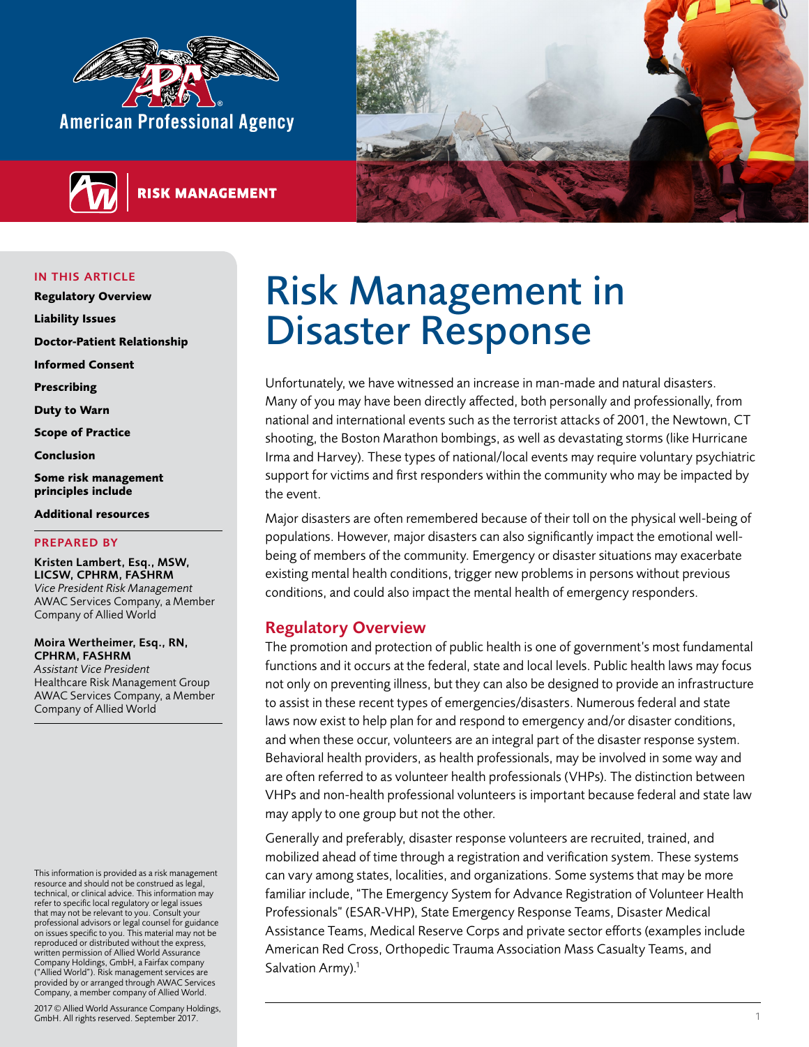American Professional Agency

RISK MANAGEMENT

# Risk Management in Disaster Response

**IN THIS ARTICLE**

- Regulatory Overview
- Liability Issues
- Doctor-Patient Relationship
- Informed Consent
- Prescribing
- Duty to Warn
- Scope of Practice
- Conclusion
- Some risk management principles include
- Additional resources

**PREPARED BY**

**Kristen Lambert, Esq., MSW, LICSW, CPHRM, FASHRM**
*Vice President Risk Management*
AWAC Services Company, a Member Company of Allied World

**Moira Wertheimer, Esq., RN, CPHRM, FASHRM**
*Assistant Vice President*
Healthcare Risk Management Group
AWAC Services Company, a Member Company of Allied World

This information is provided as a risk management resource and should not be construed as legal, technical, or clinical advice. This information may refer to specific local regulatory or legal issues that may not be relevant to you. Consult your professional advisors or legal counsel for guidance on issues specific to you. This material may not be reproduced or distributed without the express, written permission of Allied World Assurance Company Holdings, GmbH, a Fairfax company ("Allied World"). Risk management services are provided by or arranged through AWAC Services Company, a member company of Allied World.

2017 © Allied World Assurance Company Holdings, GmbH. All rights reserved. September 2017.

Unfortunately, we have witnessed an increase in man-made and natural disasters. Many of you may have been directly affected, both personally and professionally, from national and international events such as the terrorist attacks of 2001, the Newtown, CT shooting, the Boston Marathon bombings, as well as devastating storms (like Hurricane Irma and Harvey). These types of national/local events may require voluntary psychiatric support for victims and first responders within the community who may be impacted by the event.

Major disasters are often remembered because of their toll on the physical well-being of populations. However, major disasters can also significantly impact the emotional well-being of members of the community. Emergency or disaster situations may exacerbate existing mental health conditions, trigger new problems in persons without previous conditions, and could also impact the mental health of emergency responders.

## Regulatory Overview

The promotion and protection of public health is one of government's most fundamental functions and it occurs at the federal, state and local levels. Public health laws may focus not only on preventing illness, but they can also be designed to provide an infrastructure to assist in these recent types of emergencies/disasters. Numerous federal and state laws now exist to help plan for and respond to emergency and/or disaster conditions, and when these occur, volunteers are an integral part of the disaster response system. Behavioral health providers, as health professionals, may be involved in some way and are often referred to as volunteer health professionals (VHPs). The distinction between VHPs and non-health professional volunteers is important because federal and state law may apply to one group but not the other.

Generally and preferably, disaster response volunteers are recruited, trained, and mobilized ahead of time through a registration and verification system. These systems can vary among states, localities, and organizations. Some systems that may be more familiar include, "The Emergency System for Advance Registration of Volunteer Health Professionals" (ESAR-VHP), State Emergency Response Teams, Disaster Medical Assistance Teams, Medical Reserve Corps and private sector efforts (examples include American Red Cross, Orthopedic Trauma Association Mass Casualty Teams, and Salvation Army).[1]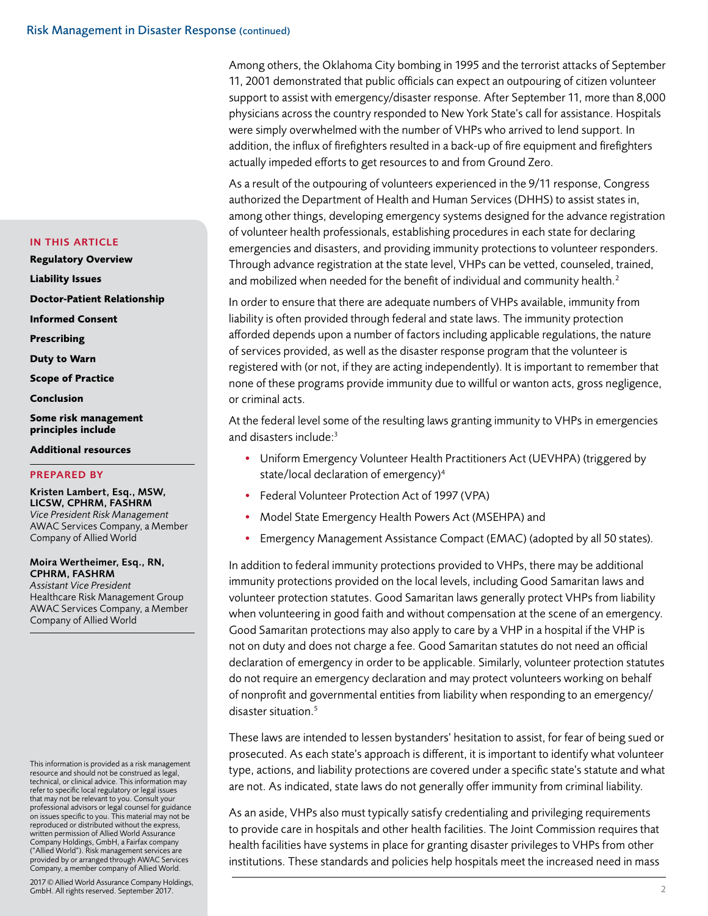Among others, the Oklahoma City bombing in 1995 and the terrorist attacks of September 11, 2001 demonstrated that public officials can expect an outpouring of citizen volunteer support to assist with emergency/disaster response. After September 11, more than 8,000 physicians across the country responded to New York State's call for assistance. Hospitals were simply overwhelmed with the number of VHPs who arrived to lend support. In addition, the influx of firefighters resulted in a back-up of fire equipment and firefighters actually impeded efforts to get resources to and from Ground Zero.

As a result of the outpouring of volunteers experienced in the 9/11 response, Congress authorized the Department of Health and Human Services (DHHS) to assist states in, among other things, developing emergency systems designed for the advance registration of volunteer health professionals, establishing procedures in each state for declaring emergencies and disasters, and providing immunity protections to volunteer responders. Through advance registration at the state level, VHPs can be vetted, counseled, trained, and mobilized when needed for the benefit of individual and community health.[2]

In order to ensure that there are adequate numbers of VHPs available, immunity from liability is often provided through federal and state laws. The immunity protection afforded depends upon a number of factors including applicable regulations, the nature of services provided, as well as the disaster response program that the volunteer is registered with (or not, if they are acting independently). It is important to remember that none of these programs provide immunity due to willful or wanton acts, gross negligence, or criminal acts.

At the federal level some of the resulting laws granting immunity to VHPs in emergencies and disasters include:[3]

- Uniform Emergency Volunteer Health Practitioners Act (UEVHPA) (triggered by state/local declaration of emergency)[4]
- Federal Volunteer Protection Act of 1997 (VPA)
- Model State Emergency Health Powers Act (MSEHPA) and
- Emergency Management Assistance Compact (EMAC) (adopted by all 50 states).

In addition to federal immunity protections provided to VHPs, there may be additional immunity protections provided on the local levels, including Good Samaritan laws and volunteer protection statutes. Good Samaritan laws generally protect VHPs from liability when volunteering in good faith and without compensation at the scene of an emergency. Good Samaritan protections may also apply to care by a VHP in a hospital if the VHP is not on duty and does not charge a fee. Good Samaritan statutes do not need an official declaration of emergency in order to be applicable. Similarly, volunteer protection statutes do not require an emergency declaration and may protect volunteers working on behalf of nonprofit and governmental entities from liability when responding to an emergency/disaster situation.[5]

These laws are intended to lessen bystanders' hesitation to assist, for fear of being sued or prosecuted. As each state's approach is different, it is important to identify what volunteer type, actions, and liability protections are covered under a specific state's statute and what are not. As indicated, state laws do not generally offer immunity from criminal liability.

As an aside, VHPs also must typically satisfy credentialing and privileging requirements to provide care in hospitals and other health facilities. The Joint Commission requires that health facilities have systems in place for granting disaster privileges to VHPs from other institutions. These standards and policies help hospitals meet the increased need in mass

**IN THIS ARTICLE**

**Regulatory Overview**

**Liability Issues**

**Doctor-Patient Relationship**

**Informed Consent**

**Prescribing**

**Duty to Warn**

**Scope of Practice**

**Conclusion**

**Some risk management principles include**

**Additional resources**

**PREPARED BY**

**Kristen Lambert, Esq., MSW, LICSW, CPHRM, FASHRM**
*Vice President Risk Management*
AWAC Services Company, a Member Company of Allied World

**Moira Wertheimer, Esq., RN, CPHRM, FASHRM**
*Assistant Vice President*
Healthcare Risk Management Group
AWAC Services Company, a Member Company of Allied World

This information is provided as a risk management resource and should not be construed as legal, technical, or clinical advice. This information may refer to specific local regulatory or legal issues that may not be relevant to you. Consult your professional advisors or legal counsel for guidance on issues specific to you. This material may not be reproduced or distributed without the express, written permission of Allied World Assurance Company Holdings, GmbH, a Fairfax company ("Allied World"). Risk management services are provided by or arranged through AWAC Services Company, a member company of Allied World.

2017 © Allied World Assurance Company Holdings, GmbH. All rights reserved. September 2017.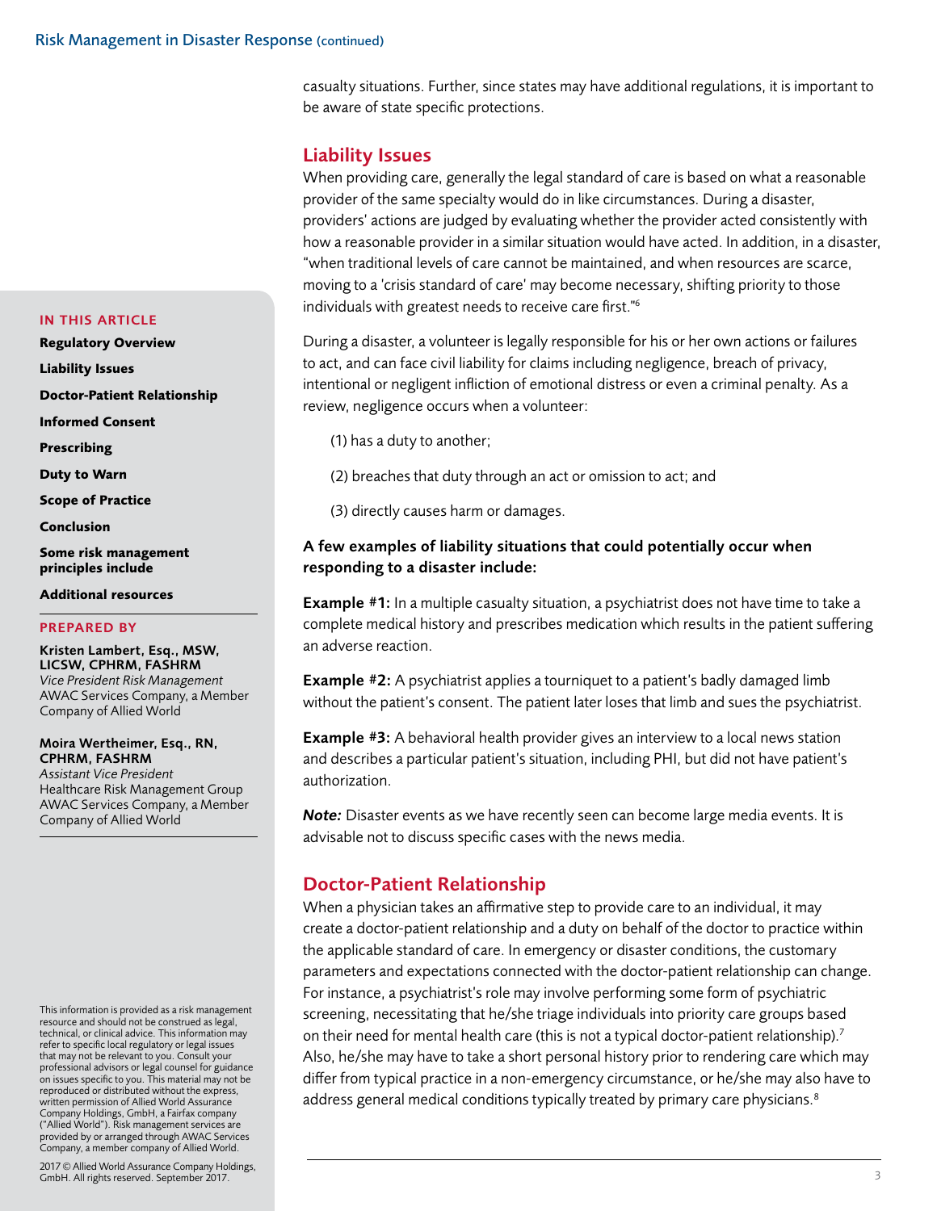casualty situations. Further, since states may have additional regulations, it is important to be aware of state specific protections.

## Liability Issues

When providing care, generally the legal standard of care is based on what a reasonable provider of the same specialty would do in like circumstances. During a disaster, providers' actions are judged by evaluating whether the provider acted consistently with how a reasonable provider in a similar situation would have acted. In addition, in a disaster, "when traditional levels of care cannot be maintained, and when resources are scarce, moving to a 'crisis standard of care' may become necessary, shifting priority to those individuals with greatest needs to receive care first."[6]

During a disaster, a volunteer is legally responsible for his or her own actions or failures to act, and can face civil liability for claims including negligence, breach of privacy, intentional or negligent infliction of emotional distress or even a criminal penalty. As a review, negligence occurs when a volunteer:

(1) has a duty to another;

(2) breaches that duty through an act or omission to act; and

(3) directly causes harm or damages.

**A few examples of liability situations that could potentially occur when responding to a disaster include:**

**Example #1:** In a multiple casualty situation, a psychiatrist does not have time to take a complete medical history and prescribes medication which results in the patient suffering an adverse reaction.

**Example #2:** A psychiatrist applies a tourniquet to a patient's badly damaged limb without the patient's consent. The patient later loses that limb and sues the psychiatrist.

**Example #3:** A behavioral health provider gives an interview to a local news station and describes a particular patient's situation, including PHI, but did not have patient's authorization.

***Note:*** Disaster events as we have recently seen can become large media events. It is advisable not to discuss specific cases with the news media.

## Doctor-Patient Relationship

When a physician takes an affirmative step to provide care to an individual, it may create a doctor-patient relationship and a duty on behalf of the doctor to practice within the applicable standard of care. In emergency or disaster conditions, the customary parameters and expectations connected with the doctor-patient relationship can change. For instance, a psychiatrist's role may involve performing some form of psychiatric screening, necessitating that he/she triage individuals into priority care groups based on their need for mental health care (this is not a typical doctor-patient relationship).[7] Also, he/she may have to take a short personal history prior to rendering care which may differ from typical practice in a non-emergency circumstance, or he/she may also have to address general medical conditions typically treated by primary care physicians.[8]

**IN THIS ARTICLE**

- Regulatory Overview
- Liability Issues
- Doctor-Patient Relationship
- Informed Consent
- Prescribing
- Duty to Warn
- Scope of Practice
- Conclusion
- Some risk management principles include
- Additional resources

**PREPARED BY**

**Kristen Lambert, Esq., MSW, LICSW, CPHRM, FASHRM**
*Vice President Risk Management*
AWAC Services Company, a Member Company of Allied World

**Moira Wertheimer, Esq., RN, CPHRM, FASHRM**
*Assistant Vice President*
Healthcare Risk Management Group
AWAC Services Company, a Member Company of Allied World

This information is provided as a risk management resource and should not be construed as legal, technical, or clinical advice. This information may refer to specific local regulatory or legal issues that may not be relevant to you. Consult your professional advisors or legal counsel for guidance on issues specific to you. This material may not be reproduced or distributed without the express, written permission of Allied World Assurance Company Holdings, GmbH, a Fairfax company ("Allied World"). Risk management services are provided by or arranged through AWAC Services Company, a member company of Allied World.

2017 © Allied World Assurance Company Holdings, GmbH. All rights reserved. September 2017.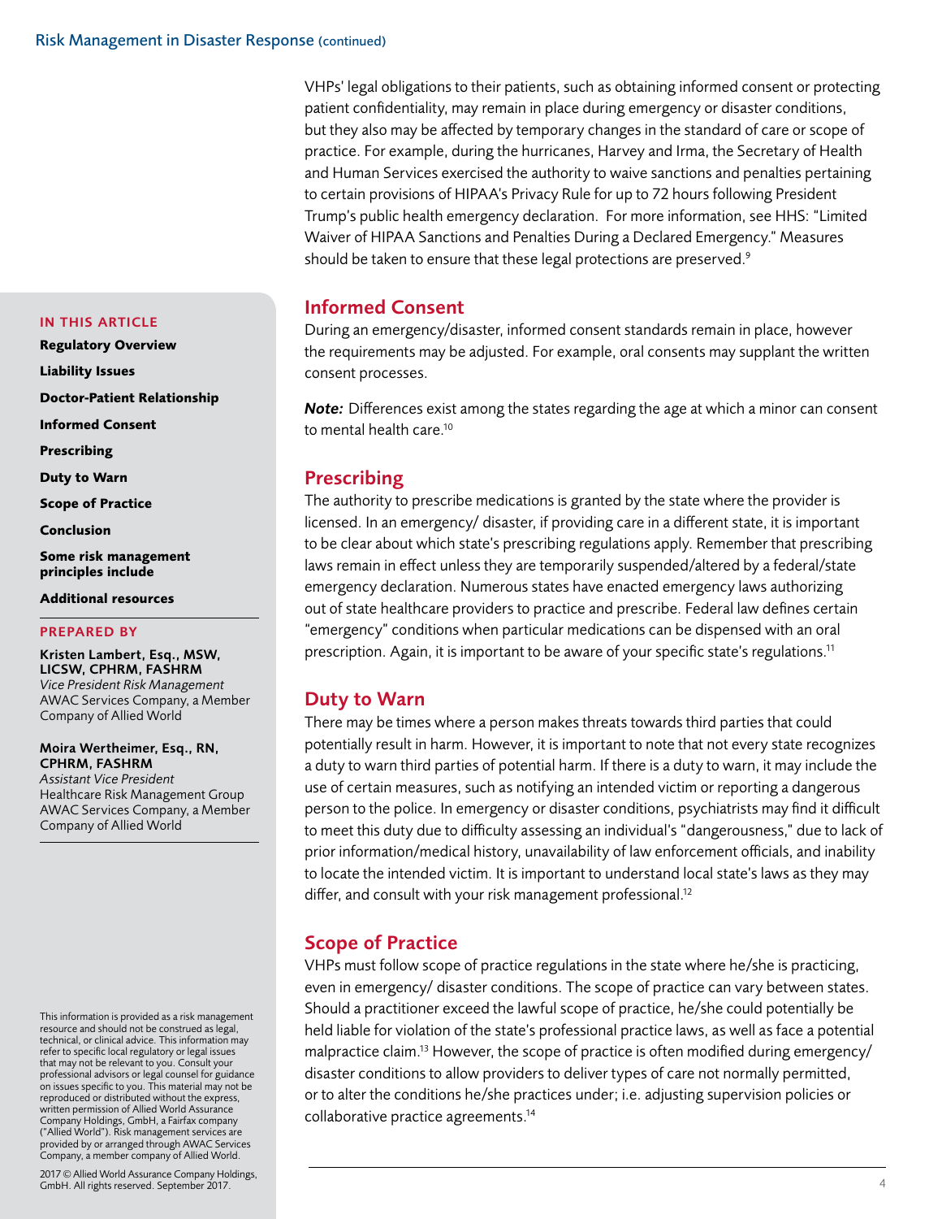VHPs' legal obligations to their patients, such as obtaining informed consent or protecting patient confidentiality, may remain in place during emergency or disaster conditions, but they also may be affected by temporary changes in the standard of care or scope of practice. For example, during the hurricanes, Harvey and Irma, the Secretary of Health and Human Services exercised the authority to waive sanctions and penalties pertaining to certain provisions of HIPAA's Privacy Rule for up to 72 hours following President Trump's public health emergency declaration. For more information, see HHS: "Limited Waiver of HIPAA Sanctions and Penalties During a Declared Emergency." Measures should be taken to ensure that these legal protections are preserved.[9]

## Informed Consent

During an emergency/disaster, informed consent standards remain in place, however the requirements may be adjusted. For example, oral consents may supplant the written consent processes.

***Note:*** Differences exist among the states regarding the age at which a minor can consent to mental health care.[10]

## Prescribing

The authority to prescribe medications is granted by the state where the provider is licensed. In an emergency/ disaster, if providing care in a different state, it is important to be clear about which state's prescribing regulations apply. Remember that prescribing laws remain in effect unless they are temporarily suspended/altered by a federal/state emergency declaration. Numerous states have enacted emergency laws authorizing out of state healthcare providers to practice and prescribe. Federal law defines certain "emergency" conditions when particular medications can be dispensed with an oral prescription. Again, it is important to be aware of your specific state's regulations.[11]

## Duty to Warn

There may be times where a person makes threats towards third parties that could potentially result in harm. However, it is important to note that not every state recognizes a duty to warn third parties of potential harm. If there is a duty to warn, it may include the use of certain measures, such as notifying an intended victim or reporting a dangerous person to the police. In emergency or disaster conditions, psychiatrists may find it difficult to meet this duty due to difficulty assessing an individual's "dangerousness," due to lack of prior information/medical history, unavailability of law enforcement officials, and inability to locate the intended victim. It is important to understand local state's laws as they may differ, and consult with your risk management professional.[12]

## Scope of Practice

VHPs must follow scope of practice regulations in the state where he/she is practicing, even in emergency/ disaster conditions. The scope of practice can vary between states. Should a practitioner exceed the lawful scope of practice, he/she could potentially be held liable for violation of the state's professional practice laws, as well as face a potential malpractice claim.[13] However, the scope of practice is often modified during emergency/ disaster conditions to allow providers to deliver types of care not normally permitted, or to alter the conditions he/she practices under; i.e. adjusting supervision policies or collaborative practice agreements.[14]

**IN THIS ARTICLE**

- **Regulatory Overview**
- **Liability Issues**
- **Doctor-Patient Relationship**
- **Informed Consent**
- **Prescribing**
- **Duty to Warn**
- **Scope of Practice**
- **Conclusion**
- **Some risk management principles include**
- **Additional resources**

**PREPARED BY**

**Kristen Lambert, Esq., MSW, LICSW, CPHRM, FASHRM**
*Vice President Risk Management*
AWAC Services Company, a Member Company of Allied World

**Moira Wertheimer, Esq., RN, CPHRM, FASHRM**
*Assistant Vice President*
Healthcare Risk Management Group
AWAC Services Company, a Member Company of Allied World

This information is provided as a risk management resource and should not be construed as legal, technical, or clinical advice. This information may refer to specific local regulatory or legal issues that may not be relevant to you. Consult your professional advisors or legal counsel for guidance on issues specific to you. This material may not be reproduced or distributed without the express, written permission of Allied World Assurance Company Holdings, GmbH, a Fairfax company ("Allied World"). Risk management services are provided by or arranged through AWAC Services Company, a member company of Allied World.

2017 © Allied World Assurance Company Holdings, GmbH. All rights reserved. September 2017.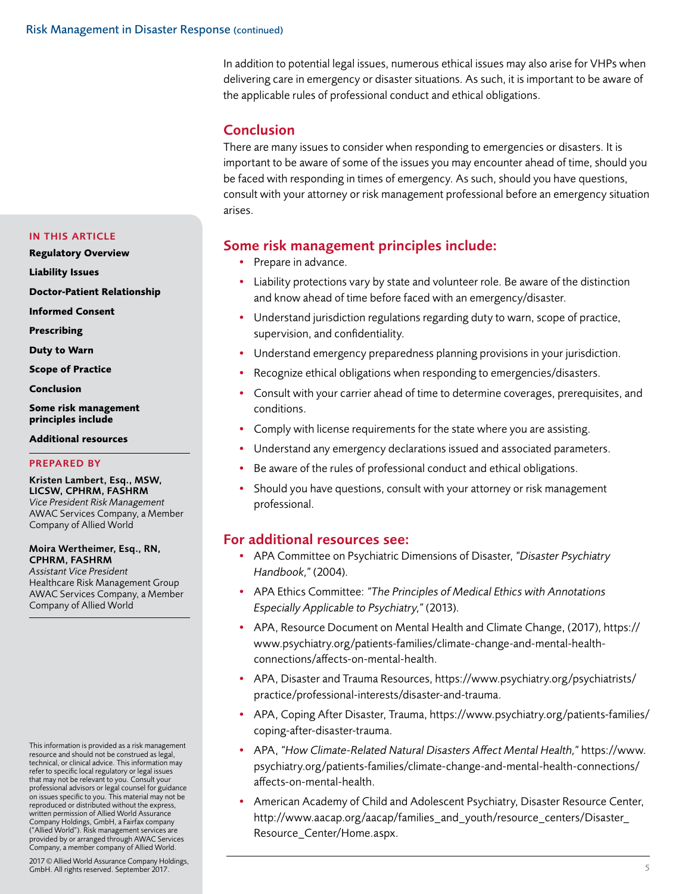In addition to potential legal issues, numerous ethical issues may also arise for VHPs when delivering care in emergency or disaster situations. As such, it is important to be aware of the applicable rules of professional conduct and ethical obligations.

## Conclusion

There are many issues to consider when responding to emergencies or disasters. It is important to be aware of some of the issues you may encounter ahead of time, should you be faced with responding in times of emergency. As such, should you have questions, consult with your attorney or risk management professional before an emergency situation arises.

## Some risk management principles include:

- Prepare in advance.
- Liability protections vary by state and volunteer role. Be aware of the distinction and know ahead of time before faced with an emergency/disaster.
- Understand jurisdiction regulations regarding duty to warn, scope of practice, supervision, and confidentiality.
- Understand emergency preparedness planning provisions in your jurisdiction.
- Recognize ethical obligations when responding to emergencies/disasters.
- Consult with your carrier ahead of time to determine coverages, prerequisites, and conditions.
- Comply with license requirements for the state where you are assisting.
- Understand any emergency declarations issued and associated parameters.
- Be aware of the rules of professional conduct and ethical obligations.
- Should you have questions, consult with your attorney or risk management professional.

## For additional resources see:

- APA Committee on Psychiatric Dimensions of Disaster, *"Disaster Psychiatry Handbook,"* (2004).
- APA Ethics Committee: *"The Principles of Medical Ethics with Annotations Especially Applicable to Psychiatry,"* (2013).
- APA, Resource Document on Mental Health and Climate Change, (2017), https://www.psychiatry.org/patients-families/climate-change-and-mental-health-connections/affects-on-mental-health.
- APA, Disaster and Trauma Resources, https://www.psychiatry.org/psychiatrists/practice/professional-interests/disaster-and-trauma.
- APA, Coping After Disaster, Trauma, https://www.psychiatry.org/patients-families/coping-after-disaster-trauma.
- APA, *"How Climate-Related Natural Disasters Affect Mental Health,"* https://www.psychiatry.org/patients-families/climate-change-and-mental-health-connections/affects-on-mental-health.
- American Academy of Child and Adolescent Psychiatry, Disaster Resource Center, http://www.aacap.org/aacap/families_and_youth/resource_centers/Disaster_Resource_Center/Home.aspx.

**IN THIS ARTICLE**

**Regulatory Overview**

**Liability Issues**

**Doctor-Patient Relationship**

**Informed Consent**

**Prescribing**

**Duty to Warn**

**Scope of Practice**

**Conclusion**

**Some risk management principles include**

**Additional resources**

**PREPARED BY**

**Kristen Lambert, Esq., MSW, LICSW, CPHRM, FASHRM**
*Vice President Risk Management*
AWAC Services Company, a Member Company of Allied World

**Moira Wertheimer, Esq., RN, CPHRM, FASHRM**
*Assistant Vice President*
Healthcare Risk Management Group
AWAC Services Company, a Member Company of Allied World

This information is provided as a risk management resource and should not be construed as legal, technical, or clinical advice. This information may refer to specific local regulatory or legal issues that may not be relevant to you. Consult your professional advisors or legal counsel for guidance on issues specific to you. This material may not be reproduced or distributed without the express, written permission of Allied World Assurance Company Holdings, GmbH, a Fairfax company ("Allied World"). Risk management services are provided by or arranged through AWAC Services Company, a member company of Allied World.

2017 © Allied World Assurance Company Holdings, GmbH. All rights reserved. September 2017.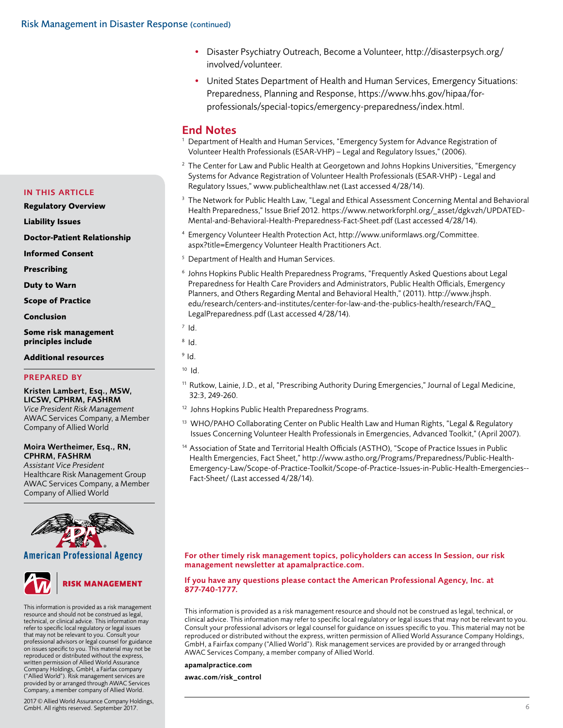- Disaster Psychiatry Outreach, Become a Volunteer, http://disasterpsych.org/involved/volunteer.
- United States Department of Health and Human Services, Emergency Situations: Preparedness, Planning and Response, https://www.hhs.gov/hipaa/for-professionals/special-topics/emergency-preparedness/index.html.

## End Notes

[1] Department of Health and Human Services, "Emergency System for Advance Registration of Volunteer Health Professionals (ESAR-VHP) – Legal and Regulatory Issues," (2006).

[2] The Center for Law and Public Health at Georgetown and Johns Hopkins Universities, "Emergency Systems for Advance Registration of Volunteer Health Professionals (ESAR-VHP) - Legal and Regulatory Issues," www.publichealthlaw.net (Last accessed 4/28/14).

[3] The Network for Public Health Law, "Legal and Ethical Assessment Concerning Mental and Behavioral Health Preparedness," Issue Brief 2012. https://www.networkforphl.org/_asset/dgkvzh/UPDATED-Mental-and-Behavioral-Health-Preparedness-Fact-Sheet.pdf (Last accessed 4/28/14).

[4] Emergency Volunteer Health Protection Act, http://www.uniformlaws.org/Committee.aspx?title=Emergency Volunteer Health Practitioners Act.

[5] Department of Health and Human Services.

[6] Johns Hopkins Public Health Preparedness Programs, "Frequently Asked Questions about Legal Preparedness for Health Care Providers and Administrators, Public Health Officials, Emergency Planners, and Others Regarding Mental and Behavioral Health," (2011). http://www.jhsph.edu/research/centers-and-institutes/center-for-law-and-the-publics-health/research/FAQ_LegalPreparedness.pdf (Last accessed 4/28/14).

[7] Id.

[8] Id.

[9] Id.

[10] Id.

[11] Rutkow, Lainie, J.D., et al, "Prescribing Authority During Emergencies," Journal of Legal Medicine, 32:3, 249-260.

[12] Johns Hopkins Public Health Preparedness Programs.

[13] WHO/PAHO Collaborating Center on Public Health Law and Human Rights, "Legal & Regulatory Issues Concerning Volunteer Health Professionals in Emergencies, Advanced Toolkit," (April 2007).

[14] Association of State and Territorial Health Officials (ASTHO), "Scope of Practice Issues in Public Health Emergencies, Fact Sheet," http://www.astho.org/Programs/Preparedness/Public-Health-Emergency-Law/Scope-of-Practice-Toolkit/Scope-of-Practice-Issues-in-Public-Health-Emergencies--Fact-Sheet/ (Last accessed 4/28/14).

**For other timely risk management topics, policyholders can access In Session, our risk management newsletter at apamalpractice.com.**

**If you have any questions please contact the American Professional Agency, Inc. at 877-740-1777.**

This information is provided as a risk management resource and should not be construed as legal, technical, or clinical advice. This information may refer to specific local regulatory or legal issues that may not be relevant to you. Consult your professional advisors or legal counsel for guidance on issues specific to you. This material may not be reproduced or distributed without the express, written permission of Allied World Assurance Company Holdings, GmbH, a Fairfax company ("Allied World"). Risk management services are provided by or arranged through AWAC Services Company, a member company of Allied World.

**apamalpractice.com**

**awac.com/risk_control**

### IN THIS ARTICLE

**Regulatory Overview**

**Liability Issues**

**Doctor-Patient Relationship**

**Informed Consent**

**Prescribing**

**Duty to Warn**

**Scope of Practice**

**Conclusion**

**Some risk management principles include**

**Additional resources**

### PREPARED BY

**Kristen Lambert, Esq., MSW, LICSW, CPHRM, FASHRM**
*Vice President Risk Management*
AWAC Services Company, a Member Company of Allied World

**Moira Wertheimer, Esq., RN, CPHRM, FASHRM**
*Assistant Vice President*
Healthcare Risk Management Group
AWAC Services Company, a Member Company of Allied World

American Professional Agency

RISK MANAGEMENT

This information is provided as a risk management resource and should not be construed as legal, technical, or clinical advice. This information may refer to specific local regulatory or legal issues that may not be relevant to you. Consult your professional advisors or legal counsel for guidance on issues specific to you. This material may not be reproduced or distributed without the express, written permission of Allied World Assurance Company Holdings, GmbH, a Fairfax company ("Allied World"). Risk management services are provided by or arranged through AWAC Services Company, a member company of Allied World.

2017 © Allied World Assurance Company Holdings, GmbH. All rights reserved. September 2017.